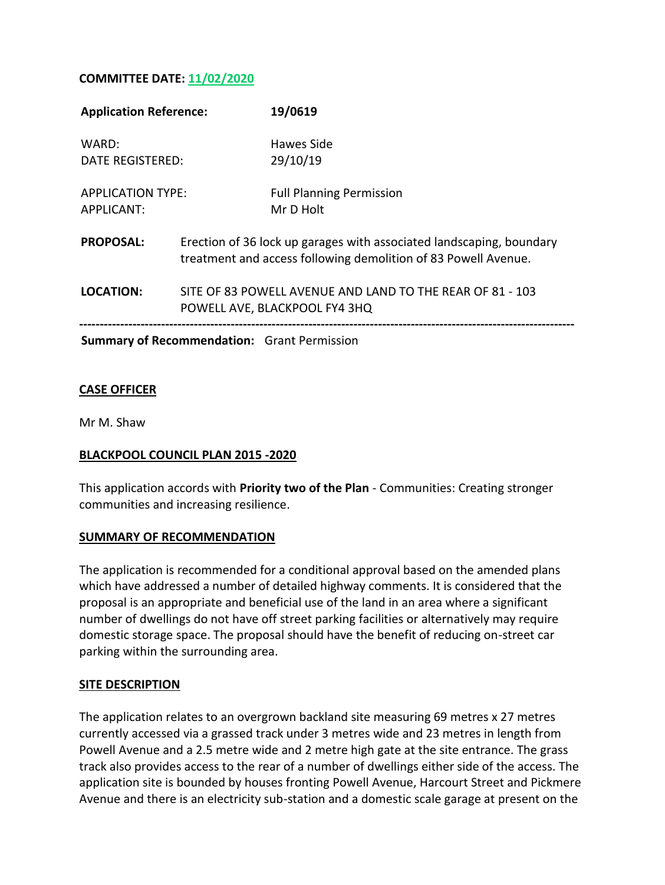**COMMITTEE DATE: 11/02/2020**

| **Application Reference:** | **19/0619** |
|---|---|
| WARD: | Hawes Side |
| DATE REGISTERED: | 29/10/19 |
| APPLICATION TYPE: | Full Planning Permission |
| APPLICANT: | Mr D Holt |

**PROPOSAL:** Erection of 36 lock up garages with associated landscaping, boundary treatment and access following demolition of 83 Powell Avenue.

**LOCATION:** SITE OF 83 POWELL AVENUE AND LAND TO THE REAR OF 81 - 103 POWELL AVE, BLACKPOOL FY4 3HQ

---

**Summary of Recommendation:** Grant Permission

## CASE OFFICER

Mr M. Shaw

## BLACKPOOL COUNCIL PLAN 2015 -2020

This application accords with **Priority two of the Plan** - Communities: Creating stronger communities and increasing resilience.

## SUMMARY OF RECOMMENDATION

The application is recommended for a conditional approval based on the amended plans which have addressed a number of detailed highway comments. It is considered that the proposal is an appropriate and beneficial use of the land in an area where a significant number of dwellings do not have off street parking facilities or alternatively may require domestic storage space. The proposal should have the benefit of reducing on-street car parking within the surrounding area.

## SITE DESCRIPTION

The application relates to an overgrown backland site measuring 69 metres x 27 metres currently accessed via a grassed track under 3 metres wide and 23 metres in length from Powell Avenue and a 2.5 metre wide and 2 metre high gate at the site entrance. The grass track also provides access to the rear of a number of dwellings either side of the access. The application site is bounded by houses fronting Powell Avenue, Harcourt Street and Pickmere Avenue and there is an electricity sub-station and a domestic scale garage at present on the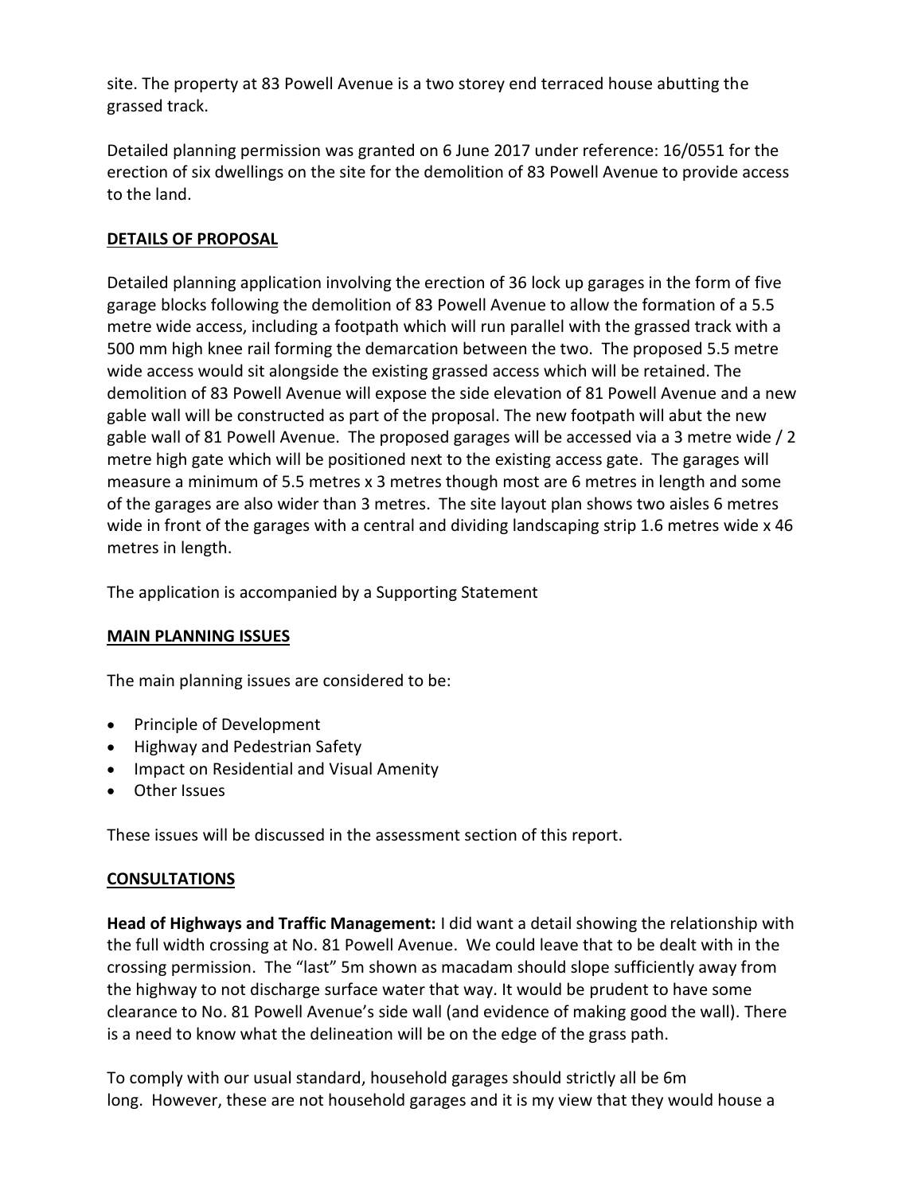site. The property at 83 Powell Avenue is a two storey end terraced house abutting the grassed track.

Detailed planning permission was granted on 6 June 2017 under reference: 16/0551 for the erection of six dwellings on the site for the demolition of 83 Powell Avenue to provide access to the land.

## DETAILS OF PROPOSAL

Detailed planning application involving the erection of 36 lock up garages in the form of five garage blocks following the demolition of 83 Powell Avenue to allow the formation of a 5.5 metre wide access, including a footpath which will run parallel with the grassed track with a 500 mm high knee rail forming the demarcation between the two. The proposed 5.5 metre wide access would sit alongside the existing grassed access which will be retained. The demolition of 83 Powell Avenue will expose the side elevation of 81 Powell Avenue and a new gable wall will be constructed as part of the proposal. The new footpath will abut the new gable wall of 81 Powell Avenue. The proposed garages will be accessed via a 3 metre wide / 2 metre high gate which will be positioned next to the existing access gate. The garages will measure a minimum of 5.5 metres x 3 metres though most are 6 metres in length and some of the garages are also wider than 3 metres. The site layout plan shows two aisles 6 metres wide in front of the garages with a central and dividing landscaping strip 1.6 metres wide x 46 metres in length.

The application is accompanied by a Supporting Statement

## MAIN PLANNING ISSUES

The main planning issues are considered to be:

- Principle of Development
- Highway and Pedestrian Safety
- Impact on Residential and Visual Amenity
- Other Issues

These issues will be discussed in the assessment section of this report.

## CONSULTATIONS

**Head of Highways and Traffic Management:** I did want a detail showing the relationship with the full width crossing at No. 81 Powell Avenue. We could leave that to be dealt with in the crossing permission. The "last" 5m shown as macadam should slope sufficiently away from the highway to not discharge surface water that way. It would be prudent to have some clearance to No. 81 Powell Avenue's side wall (and evidence of making good the wall). There is a need to know what the delineation will be on the edge of the grass path.

To comply with our usual standard, household garages should strictly all be 6m long. However, these are not household garages and it is my view that they would house a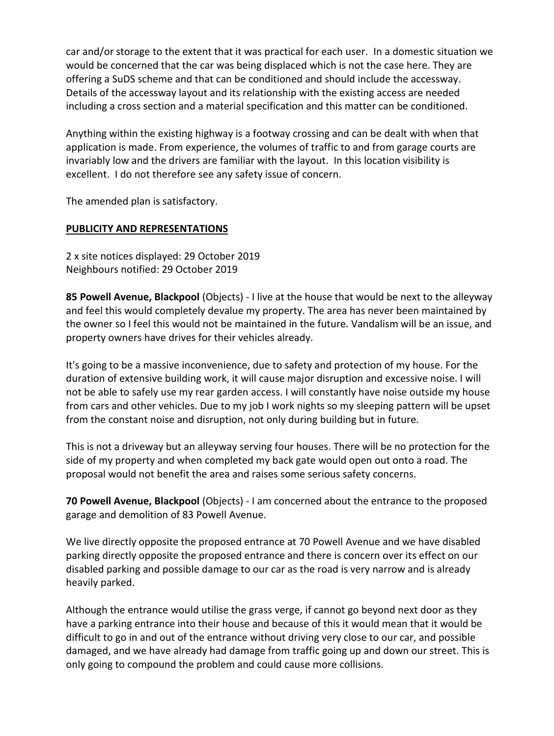car and/or storage to the extent that it was practical for each user. In a domestic situation we would be concerned that the car was being displaced which is not the case here. They are offering a SuDS scheme and that can be conditioned and should include the accessway. Details of the accessway layout and its relationship with the existing access are needed including a cross section and a material specification and this matter can be conditioned.

Anything within the existing highway is a footway crossing and can be dealt with when that application is made. From experience, the volumes of traffic to and from garage courts are invariably low and the drivers are familiar with the layout. In this location visibility is excellent. I do not therefore see any safety issue of concern.

The amended plan is satisfactory.

## PUBLICITY AND REPRESENTATIONS

2 x site notices displayed: 29 October 2019
Neighbours notified: 29 October 2019

**85 Powell Avenue, Blackpool** (Objects) - I live at the house that would be next to the alleyway and feel this would completely devalue my property. The area has never been maintained by the owner so I feel this would not be maintained in the future. Vandalism will be an issue, and property owners have drives for their vehicles already.

It's going to be a massive inconvenience, due to safety and protection of my house. For the duration of extensive building work, it will cause major disruption and excessive noise. I will not be able to safely use my rear garden access. I will constantly have noise outside my house from cars and other vehicles. Due to my job I work nights so my sleeping pattern will be upset from the constant noise and disruption, not only during building but in future.

This is not a driveway but an alleyway serving four houses. There will be no protection for the side of my property and when completed my back gate would open out onto a road. The proposal would not benefit the area and raises some serious safety concerns.

**70 Powell Avenue, Blackpool** (Objects) - I am concerned about the entrance to the proposed garage and demolition of 83 Powell Avenue.

We live directly opposite the proposed entrance at 70 Powell Avenue and we have disabled parking directly opposite the proposed entrance and there is concern over its effect on our disabled parking and possible damage to our car as the road is very narrow and is already heavily parked.

Although the entrance would utilise the grass verge, if cannot go beyond next door as they have a parking entrance into their house and because of this it would mean that it would be difficult to go in and out of the entrance without driving very close to our car, and possible damaged, and we have already had damage from traffic going up and down our street. This is only going to compound the problem and could cause more collisions.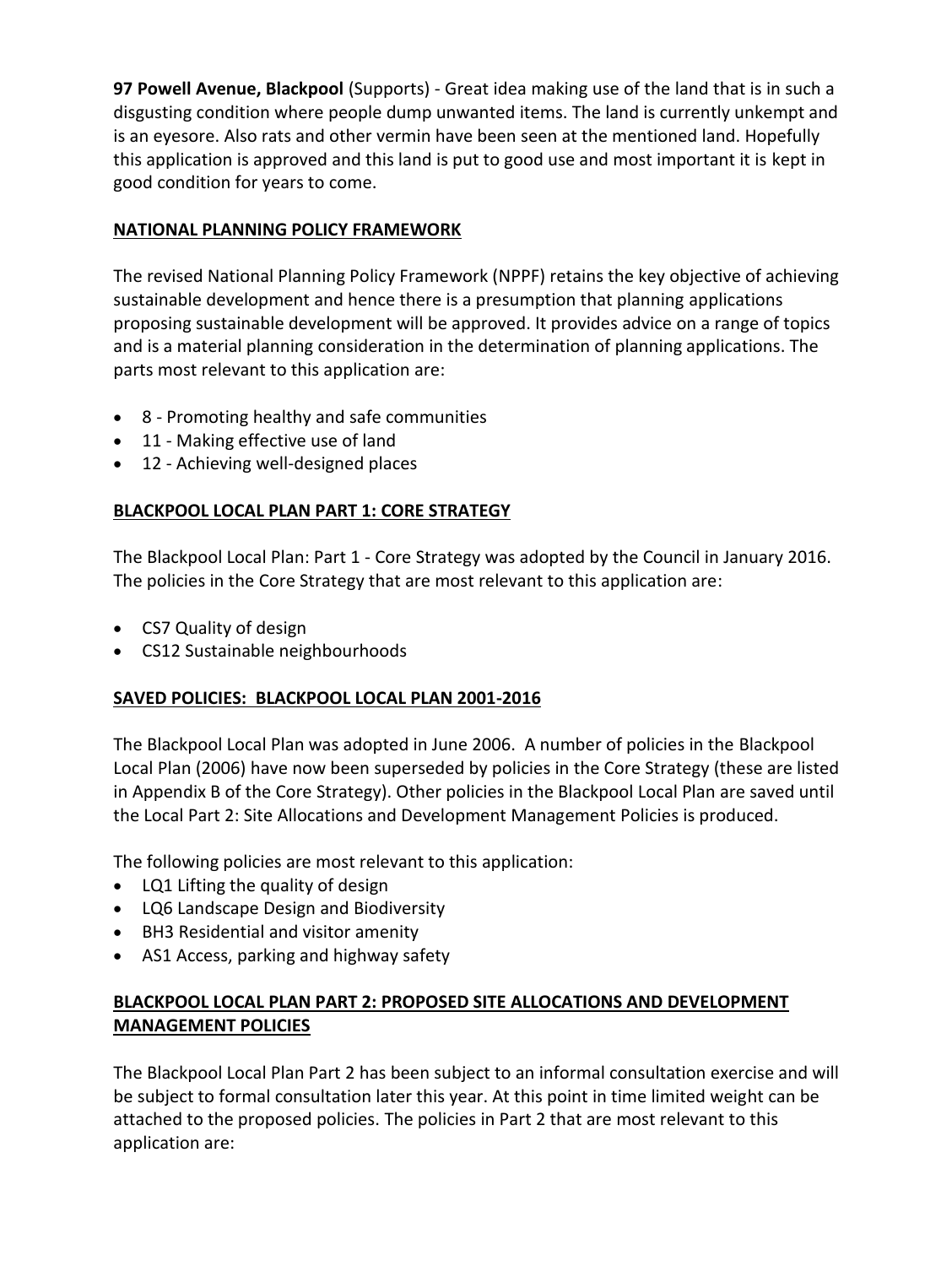**97 Powell Avenue, Blackpool** (Supports) - Great idea making use of the land that is in such a disgusting condition where people dump unwanted items. The land is currently unkempt and is an eyesore. Also rats and other vermin have been seen at the mentioned land. Hopefully this application is approved and this land is put to good use and most important it is kept in good condition for years to come.

## NATIONAL PLANNING POLICY FRAMEWORK

The revised National Planning Policy Framework (NPPF) retains the key objective of achieving sustainable development and hence there is a presumption that planning applications proposing sustainable development will be approved. It provides advice on a range of topics and is a material planning consideration in the determination of planning applications. The parts most relevant to this application are:

- 8 - Promoting healthy and safe communities
- 11 - Making effective use of land
- 12 - Achieving well-designed places

## BLACKPOOL LOCAL PLAN PART 1: CORE STRATEGY

The Blackpool Local Plan: Part 1 - Core Strategy was adopted by the Council in January 2016. The policies in the Core Strategy that are most relevant to this application are:

- CS7 Quality of design
- CS12 Sustainable neighbourhoods

## SAVED POLICIES: BLACKPOOL LOCAL PLAN 2001-2016

The Blackpool Local Plan was adopted in June 2006. A number of policies in the Blackpool Local Plan (2006) have now been superseded by policies in the Core Strategy (these are listed in Appendix B of the Core Strategy). Other policies in the Blackpool Local Plan are saved until the Local Part 2: Site Allocations and Development Management Policies is produced.

The following policies are most relevant to this application:

- LQ1 Lifting the quality of design
- LQ6 Landscape Design and Biodiversity
- BH3 Residential and visitor amenity
- AS1 Access, parking and highway safety

## BLACKPOOL LOCAL PLAN PART 2: PROPOSED SITE ALLOCATIONS AND DEVELOPMENT MANAGEMENT POLICIES

The Blackpool Local Plan Part 2 has been subject to an informal consultation exercise and will be subject to formal consultation later this year. At this point in time limited weight can be attached to the proposed policies. The policies in Part 2 that are most relevant to this application are: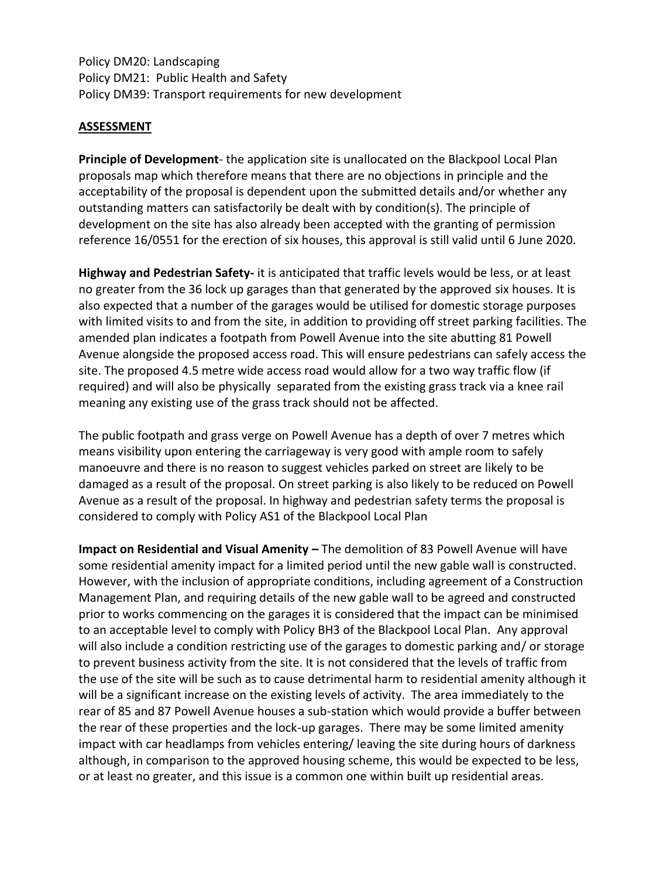Policy DM20: Landscaping
Policy DM21: Public Health and Safety
Policy DM39: Transport requirements for new development

## ASSESSMENT

**Principle of Development**- the application site is unallocated on the Blackpool Local Plan proposals map which therefore means that there are no objections in principle and the acceptability of the proposal is dependent upon the submitted details and/or whether any outstanding matters can satisfactorily be dealt with by condition(s). The principle of development on the site has also already been accepted with the granting of permission reference 16/0551 for the erection of six houses, this approval is still valid until 6 June 2020.

**Highway and Pedestrian Safety-** it is anticipated that traffic levels would be less, or at least no greater from the 36 lock up garages than that generated by the approved six houses. It is also expected that a number of the garages would be utilised for domestic storage purposes with limited visits to and from the site, in addition to providing off street parking facilities. The amended plan indicates a footpath from Powell Avenue into the site abutting 81 Powell Avenue alongside the proposed access road. This will ensure pedestrians can safely access the site. The proposed 4.5 metre wide access road would allow for a two way traffic flow (if required) and will also be physically separated from the existing grass track via a knee rail meaning any existing use of the grass track should not be affected.

The public footpath and grass verge on Powell Avenue has a depth of over 7 metres which means visibility upon entering the carriageway is very good with ample room to safely manoeuvre and there is no reason to suggest vehicles parked on street are likely to be damaged as a result of the proposal. On street parking is also likely to be reduced on Powell Avenue as a result of the proposal. In highway and pedestrian safety terms the proposal is considered to comply with Policy AS1 of the Blackpool Local Plan

**Impact on Residential and Visual Amenity –** The demolition of 83 Powell Avenue will have some residential amenity impact for a limited period until the new gable wall is constructed. However, with the inclusion of appropriate conditions, including agreement of a Construction Management Plan, and requiring details of the new gable wall to be agreed and constructed prior to works commencing on the garages it is considered that the impact can be minimised to an acceptable level to comply with Policy BH3 of the Blackpool Local Plan. Any approval will also include a condition restricting use of the garages to domestic parking and/ or storage to prevent business activity from the site. It is not considered that the levels of traffic from the use of the site will be such as to cause detrimental harm to residential amenity although it will be a significant increase on the existing levels of activity. The area immediately to the rear of 85 and 87 Powell Avenue houses a sub-station which would provide a buffer between the rear of these properties and the lock-up garages. There may be some limited amenity impact with car headlamps from vehicles entering/ leaving the site during hours of darkness although, in comparison to the approved housing scheme, this would be expected to be less, or at least no greater, and this issue is a common one within built up residential areas.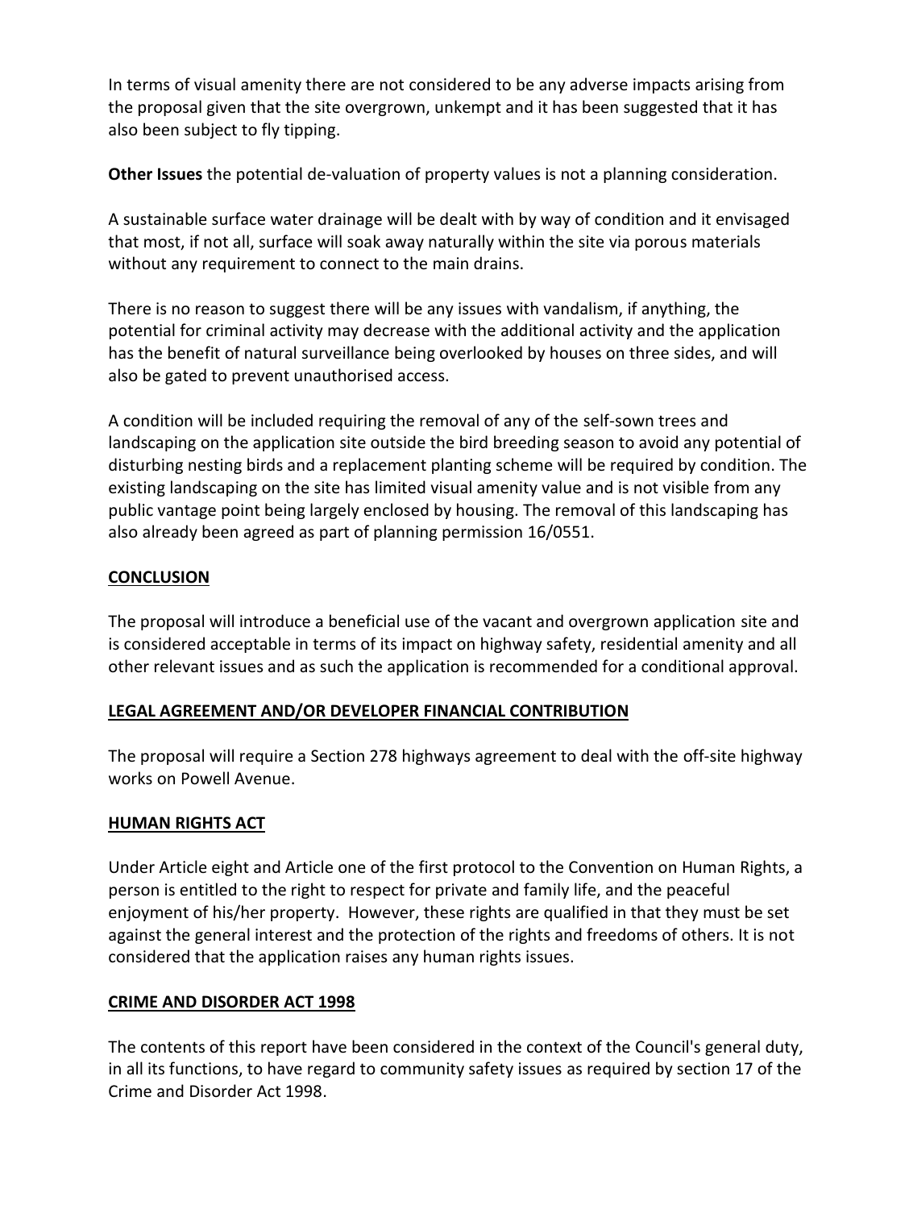In terms of visual amenity there are not considered to be any adverse impacts arising from the proposal given that the site overgrown, unkempt and it has been suggested that it has also been subject to fly tipping.

**Other Issues** the potential de-valuation of property values is not a planning consideration.

A sustainable surface water drainage will be dealt with by way of condition and it envisaged that most, if not all, surface will soak away naturally within the site via porous materials without any requirement to connect to the main drains.

There is no reason to suggest there will be any issues with vandalism, if anything, the potential for criminal activity may decrease with the additional activity and the application has the benefit of natural surveillance being overlooked by houses on three sides, and will also be gated to prevent unauthorised access.

A condition will be included requiring the removal of any of the self-sown trees and landscaping on the application site outside the bird breeding season to avoid any potential of disturbing nesting birds and a replacement planting scheme will be required by condition. The existing landscaping on the site has limited visual amenity value and is not visible from any public vantage point being largely enclosed by housing. The removal of this landscaping has also already been agreed as part of planning permission 16/0551.

## CONCLUSION

The proposal will introduce a beneficial use of the vacant and overgrown application site and is considered acceptable in terms of its impact on highway safety, residential amenity and all other relevant issues and as such the application is recommended for a conditional approval.

## LEGAL AGREEMENT AND/OR DEVELOPER FINANCIAL CONTRIBUTION

The proposal will require a Section 278 highways agreement to deal with the off-site highway works on Powell Avenue.

## HUMAN RIGHTS ACT

Under Article eight and Article one of the first protocol to the Convention on Human Rights, a person is entitled to the right to respect for private and family life, and the peaceful enjoyment of his/her property. However, these rights are qualified in that they must be set against the general interest and the protection of the rights and freedoms of others. It is not considered that the application raises any human rights issues.

## CRIME AND DISORDER ACT 1998

The contents of this report have been considered in the context of the Council's general duty, in all its functions, to have regard to community safety issues as required by section 17 of the Crime and Disorder Act 1998.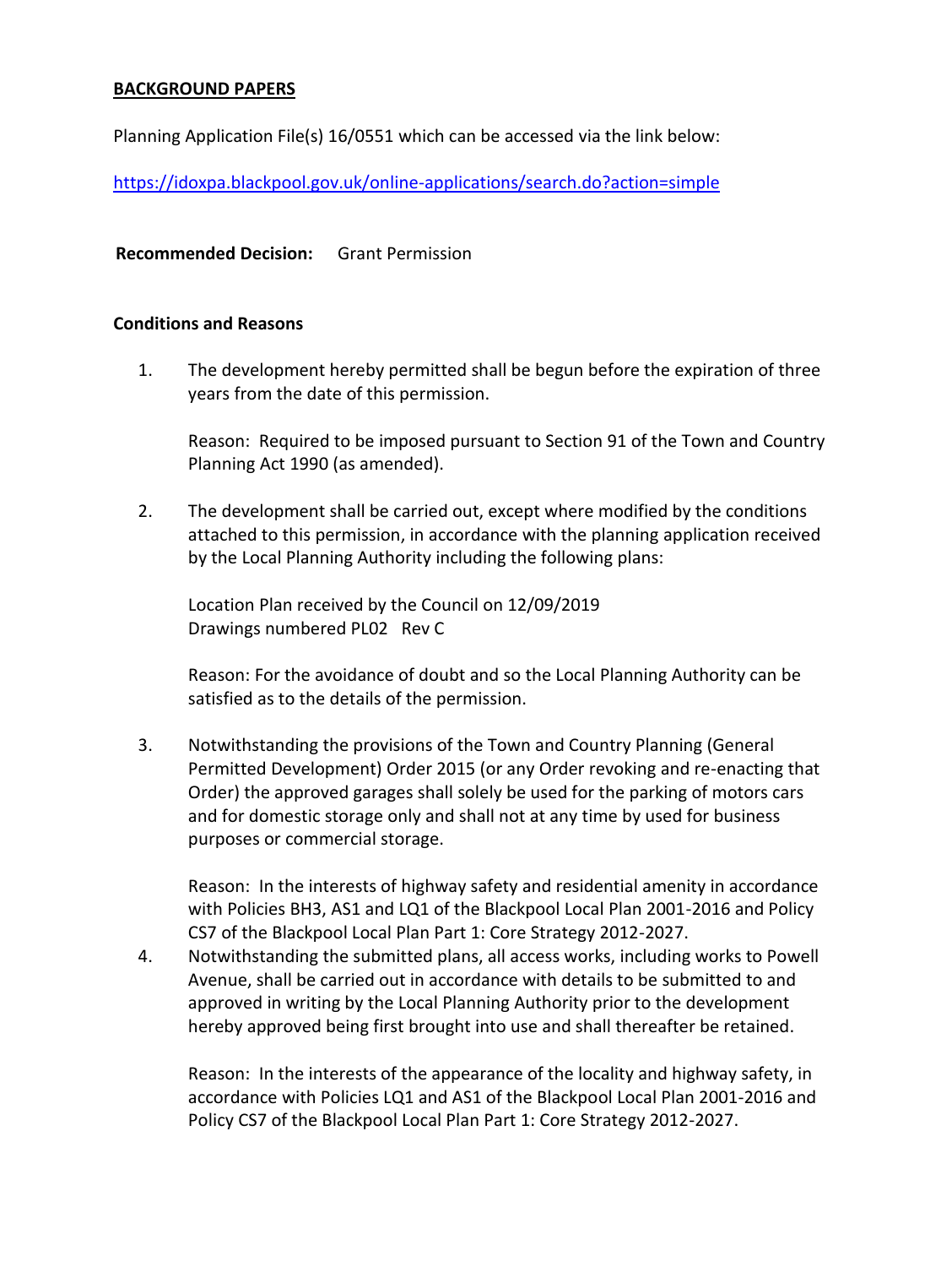**BACKGROUND PAPERS**

Planning Application File(s) 16/0551 which can be accessed via the link below:

https://idoxpa.blackpool.gov.uk/online-applications/search.do?action=simple

**Recommended Decision:** Grant Permission

**Conditions and Reasons**

1. The development hereby permitted shall be begun before the expiration of three years from the date of this permission.

   Reason: Required to be imposed pursuant to Section 91 of the Town and Country Planning Act 1990 (as amended).

2. The development shall be carried out, except where modified by the conditions attached to this permission, in accordance with the planning application received by the Local Planning Authority including the following plans:

   Location Plan received by the Council on 12/09/2019
   Drawings numbered PL02 Rev C

   Reason: For the avoidance of doubt and so the Local Planning Authority can be satisfied as to the details of the permission.

3. Notwithstanding the provisions of the Town and Country Planning (General Permitted Development) Order 2015 (or any Order revoking and re-enacting that Order) the approved garages shall solely be used for the parking of motors cars and for domestic storage only and shall not at any time by used for business purposes or commercial storage.

   Reason: In the interests of highway safety and residential amenity in accordance with Policies BH3, AS1 and LQ1 of the Blackpool Local Plan 2001-2016 and Policy CS7 of the Blackpool Local Plan Part 1: Core Strategy 2012-2027.

4. Notwithstanding the submitted plans, all access works, including works to Powell Avenue, shall be carried out in accordance with details to be submitted to and approved in writing by the Local Planning Authority prior to the development hereby approved being first brought into use and shall thereafter be retained.

   Reason: In the interests of the appearance of the locality and highway safety, in accordance with Policies LQ1 and AS1 of the Blackpool Local Plan 2001-2016 and Policy CS7 of the Blackpool Local Plan Part 1: Core Strategy 2012-2027.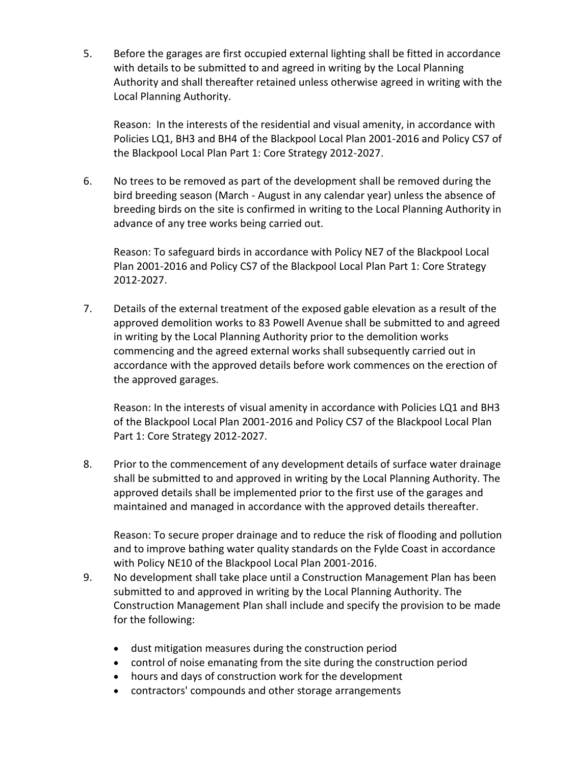5. Before the garages are first occupied external lighting shall be fitted in accordance with details to be submitted to and agreed in writing by the Local Planning Authority and shall thereafter retained unless otherwise agreed in writing with the Local Planning Authority.

   Reason: In the interests of the residential and visual amenity, in accordance with Policies LQ1, BH3 and BH4 of the Blackpool Local Plan 2001-2016 and Policy CS7 of the Blackpool Local Plan Part 1: Core Strategy 2012-2027.

6. No trees to be removed as part of the development shall be removed during the bird breeding season (March - August in any calendar year) unless the absence of breeding birds on the site is confirmed in writing to the Local Planning Authority in advance of any tree works being carried out.

   Reason: To safeguard birds in accordance with Policy NE7 of the Blackpool Local Plan 2001-2016 and Policy CS7 of the Blackpool Local Plan Part 1: Core Strategy 2012-2027.

7. Details of the external treatment of the exposed gable elevation as a result of the approved demolition works to 83 Powell Avenue shall be submitted to and agreed in writing by the Local Planning Authority prior to the demolition works commencing and the agreed external works shall subsequently carried out in accordance with the approved details before work commences on the erection of the approved garages.

   Reason: In the interests of visual amenity in accordance with Policies LQ1 and BH3 of the Blackpool Local Plan 2001-2016 and Policy CS7 of the Blackpool Local Plan Part 1: Core Strategy 2012-2027.

8. Prior to the commencement of any development details of surface water drainage shall be submitted to and approved in writing by the Local Planning Authority. The approved details shall be implemented prior to the first use of the garages and maintained and managed in accordance with the approved details thereafter.

   Reason: To secure proper drainage and to reduce the risk of flooding and pollution and to improve bathing water quality standards on the Fylde Coast in accordance with Policy NE10 of the Blackpool Local Plan 2001-2016.

9. No development shall take place until a Construction Management Plan has been submitted to and approved in writing by the Local Planning Authority. The Construction Management Plan shall include and specify the provision to be made for the following:

   - dust mitigation measures during the construction period
   - control of noise emanating from the site during the construction period
   - hours and days of construction work for the development
   - contractors' compounds and other storage arrangements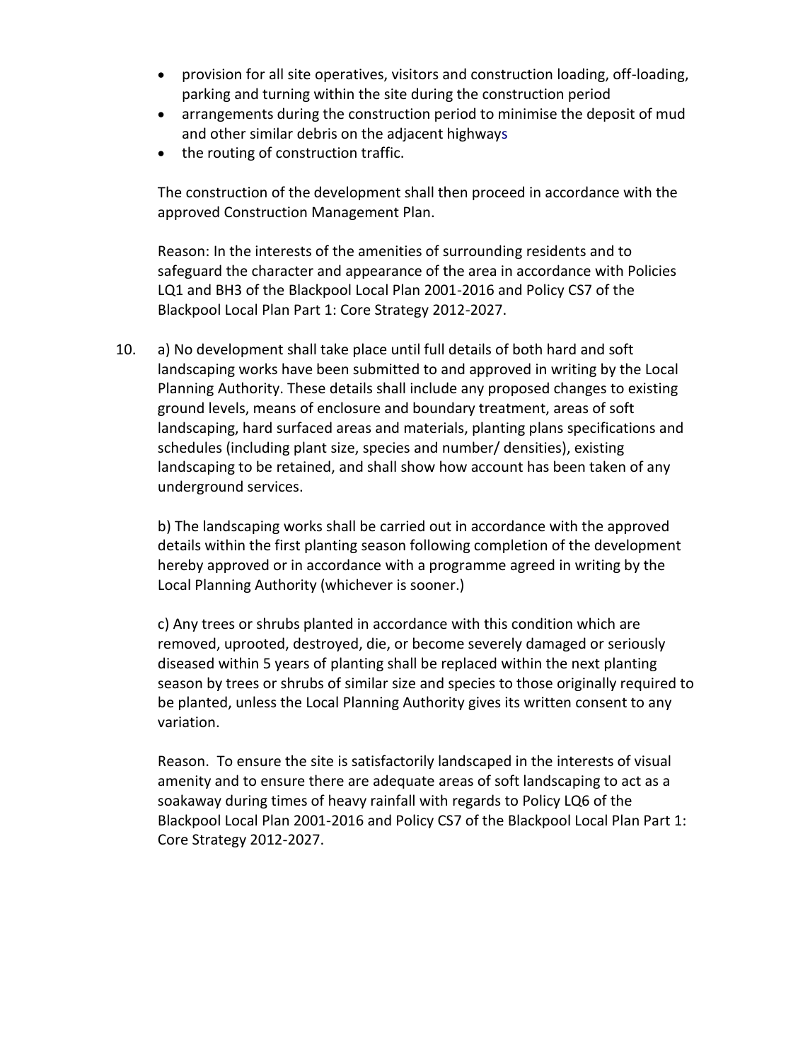- provision for all site operatives, visitors and construction loading, off-loading, parking and turning within the site during the construction period
- arrangements during the construction period to minimise the deposit of mud and other similar debris on the adjacent highways
- the routing of construction traffic.

The construction of the development shall then proceed in accordance with the approved Construction Management Plan.

Reason: In the interests of the amenities of surrounding residents and to safeguard the character and appearance of the area in accordance with Policies LQ1 and BH3 of the Blackpool Local Plan 2001-2016 and Policy CS7 of the Blackpool Local Plan Part 1: Core Strategy 2012-2027.

10. a) No development shall take place until full details of both hard and soft landscaping works have been submitted to and approved in writing by the Local Planning Authority. These details shall include any proposed changes to existing ground levels, means of enclosure and boundary treatment, areas of soft landscaping, hard surfaced areas and materials, planting plans specifications and schedules (including plant size, species and number/ densities), existing landscaping to be retained, and shall show how account has been taken of any underground services.

    b) The landscaping works shall be carried out in accordance with the approved details within the first planting season following completion of the development hereby approved or in accordance with a programme agreed in writing by the Local Planning Authority (whichever is sooner.)

    c) Any trees or shrubs planted in accordance with this condition which are removed, uprooted, destroyed, die, or become severely damaged or seriously diseased within 5 years of planting shall be replaced within the next planting season by trees or shrubs of similar size and species to those originally required to be planted, unless the Local Planning Authority gives its written consent to any variation.

    Reason. To ensure the site is satisfactorily landscaped in the interests of visual amenity and to ensure there are adequate areas of soft landscaping to act as a soakaway during times of heavy rainfall with regards to Policy LQ6 of the Blackpool Local Plan 2001-2016 and Policy CS7 of the Blackpool Local Plan Part 1: Core Strategy 2012-2027.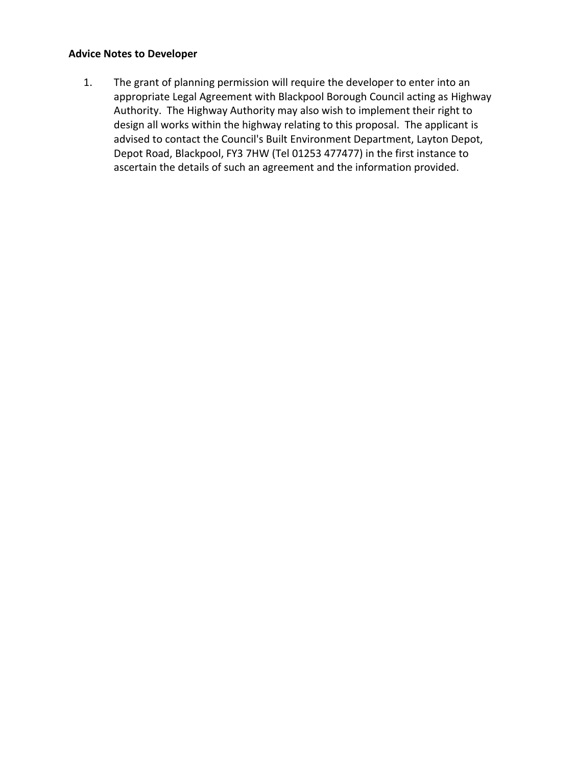**Advice Notes to Developer**

1. The grant of planning permission will require the developer to enter into an appropriate Legal Agreement with Blackpool Borough Council acting as Highway Authority. The Highway Authority may also wish to implement their right to design all works within the highway relating to this proposal. The applicant is advised to contact the Council's Built Environment Department, Layton Depot, Depot Road, Blackpool, FY3 7HW (Tel 01253 477477) in the first instance to ascertain the details of such an agreement and the information provided.